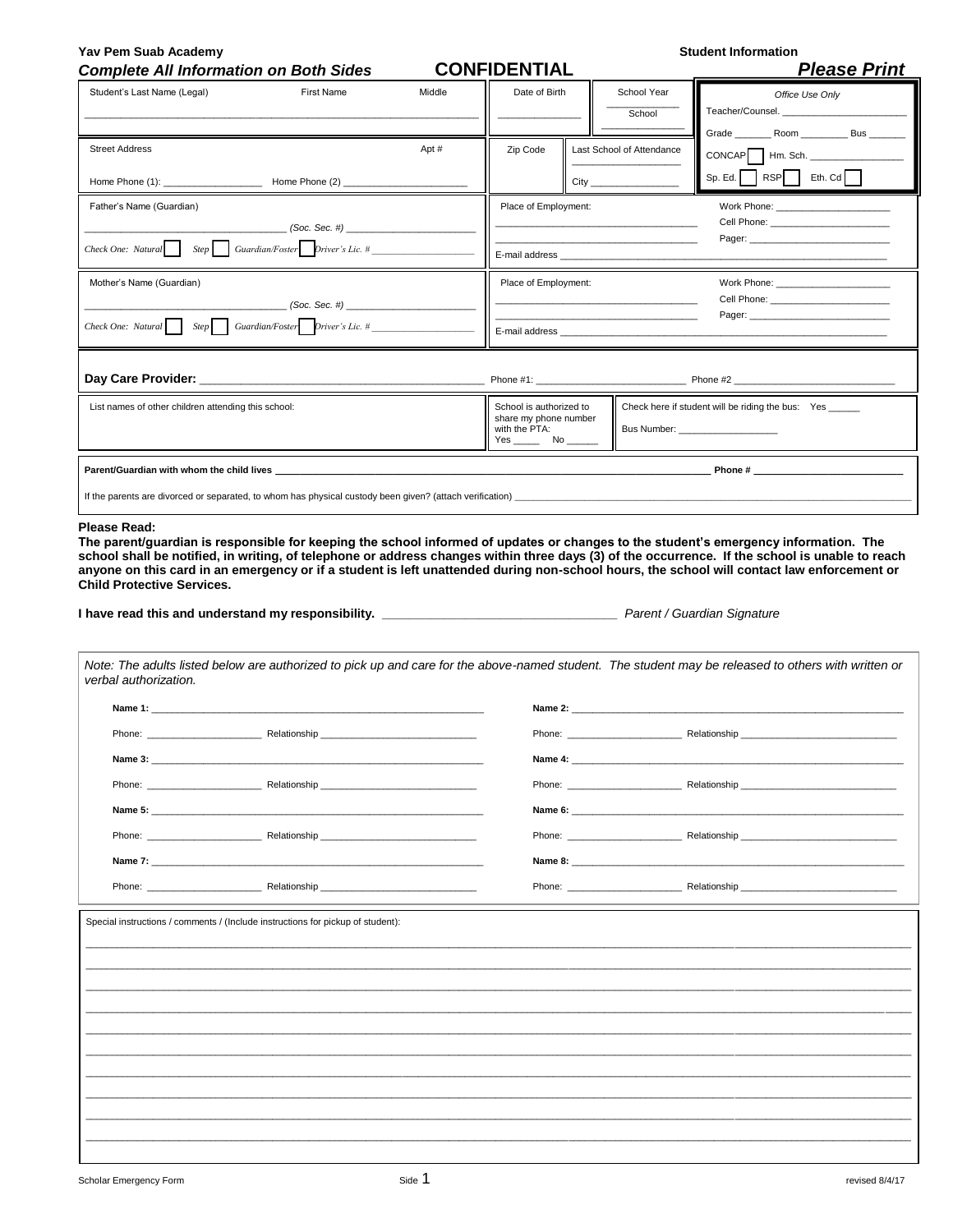**Yav Pem Suab Academy**

***Complete All Information on Both Sides***

# CONFIDENTIAL

**Student Information**

***Please Print***

| Student's Last Name (Legal) | First Name | Middle | Date of Birth | School Year ______ School ______ | *Office Use Only* Teacher/Counsel. ______ Grade ______ Room ______ Bus ______ |
|---|---|---|---|---|---|
| Street Address | | Apt # | Zip Code | Last School of Attendance ______ City ______ | CONCAP ☐ Hm. Sch. ______ Sp. Ed. ☐ RSP ☐ Eth. Cd ☐ |
| Home Phone (1): ______ | Home Phone (2) ______ | | | | |

| Father's Name (Guardian) | Place of Employment: | |
|---|---|---|
| ______ *(Soc. Sec. #)* ______ | ______ | Work Phone: ______ Cell Phone: ______ Pager: ______ |
| *Check One: Natural* ☐ *Step* ☐ *Guardian/Foster* ☐ *Driver's Lic. #* ______ | E-mail address ______ | |

| Mother's Name (Guardian) | Place of Employment: | |
|---|---|---|
| ______ *(Soc. Sec. #)* ______ | ______ | Work Phone: ______ Cell Phone: ______ Pager: ______ |
| *Check One: Natural* ☐ *Step* ☐ *Guardian/Foster* ☐ *Driver's Lic. #* ______ | E-mail address ______ | |

**Day Care Provider:** ______ Phone #1: ______ Phone #2 ______

| List names of other children attending this school: | School is authorized to share my phone number with the PTA: Yes ______ No ______ | Check here if student will be riding the bus: Yes ______ Bus Number: ______ |
|---|---|---|

**Parent/Guardian with whom the child lives** ______ **Phone #** ______

If the parents are divorced or separated, to whom has physical custody been given? (attach verification) ______

**Please Read:**

**The parent/guardian is responsible for keeping the school informed of updates or changes to the student's emergency information. The school shall be notified, in writing, of telephone or address changes within three days (3) of the occurrence. If the school is unable to reach anyone on this card in an emergency or if a student is left unattended during non-school hours, the school will contact law enforcement or Child Protective Services.**

**I have read this and understand my responsibility.** ______ *Parent / Guardian Signature*

*Note: The adults listed below are authorized to pick up and care for the above-named student. The student may be released to others with written or verbal authorization.*

| | |
|---|---|
| **Name 1:** ______ | **Name 2:** ______ |
| Phone: ______ Relationship ______ | Phone: ______ Relationship ______ |
| **Name 3:** ______ | **Name 4:** ______ |
| Phone: ______ Relationship ______ | Phone: ______ Relationship ______ |
| **Name 5:** ______ | **Name 6:** ______ |
| Phone: ______ Relationship ______ | Phone: ______ Relationship ______ |
| **Name 7:** ______ | **Name 8:** ______ |
| Phone: ______ Relationship ______ | Phone: ______ Relationship ______ |

Special instructions / comments / (Include instructions for pickup of student):

______

Scholar Emergency Form Side 1 revised 8/4/17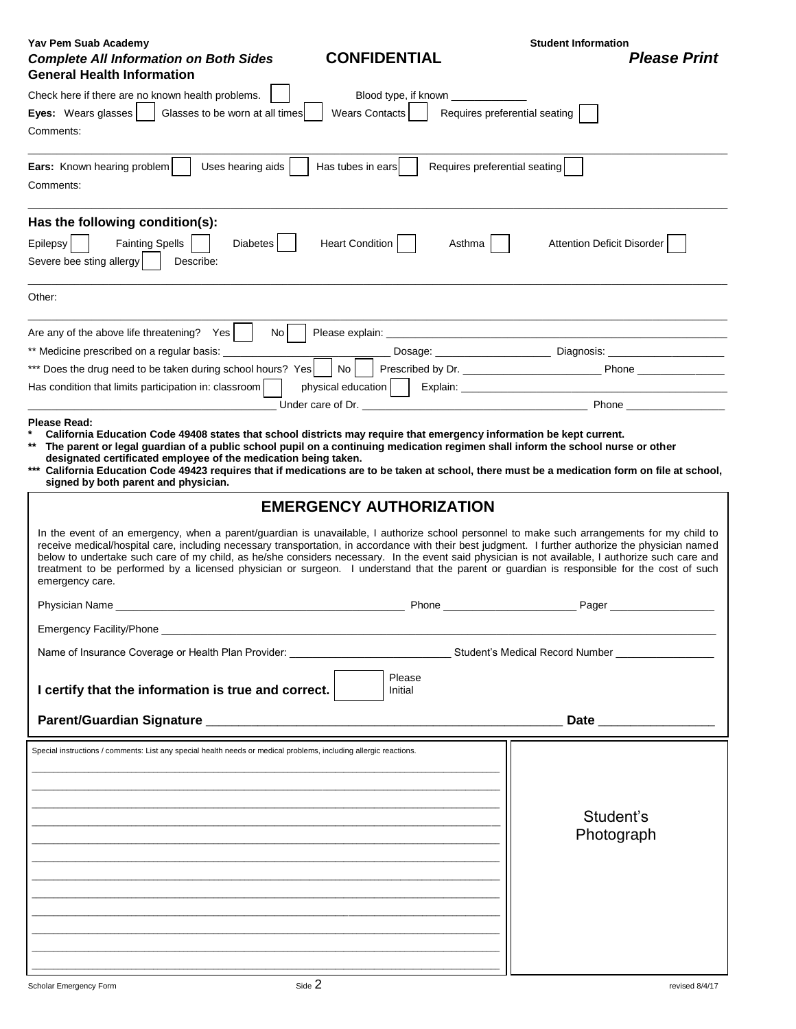**Yav Pem Suab Academy** **Student Information**

***Complete All Information on Both Sides*** **CONFIDENTIAL** ***Please Print***

## General Health Information

Check here if there are no known health problems. ☐ Blood type, if known ____________

**Eyes:** Wears glasses ☐ Glasses to be worn at all times ☐ Wears Contacts ☐ Requires preferential seating ☐

Comments:

______________________________________________________________________________

**Ears:** Known hearing problem ☐ Uses hearing aids ☐ Has tubes in ears ☐ Requires preferential seating ☐

Comments:

______________________________________________________________________________

## Has the following condition(s):

Epilepsy ☐ Fainting Spells ☐ Diabetes ☐ Heart Condition ☐ Asthma ☐ Attention Deficit Disorder ☐

Severe bee sting allergy ☐ Describe:

______________________________________________________________________________

Other:

______________________________________________________________________________

Are any of the above life threatening? Yes ☐ No ☐ Please explain: ______________________________

** Medicine prescribed on a regular basis: ____________________ Dosage: ______________ Diagnosis: ______________

*** Does the drug need to be taken during school hours? Yes ☐ No ☐ Prescribed by Dr. ____________________ Phone ____________

Has condition that limits participation in: classroom ☐ physical education ☐ Explain: ______________________________

______________________________ Under care of Dr. ______________________________ Phone ______________

**Please Read:**

- \* **California Education Code 49408 states that school districts may require that emergency information be kept current.**
- \*\* **The parent or legal guardian of a public school pupil on a continuing medication regimen shall inform the school nurse or other designated certificated employee of the medication being taken.**
- \*\*\* **California Education Code 49423 requires that if medications are to be taken at school, there must be a medication form on file at school, signed by both parent and physician.**

## EMERGENCY AUTHORIZATION

In the event of an emergency, when a parent/guardian is unavailable, I authorize school personnel to make such arrangements for my child to receive medical/hospital care, including necessary transportation, in accordance with their best judgment. I further authorize the physician named below to undertake such care of my child, as he/she considers necessary. In the event said physician is not available, I authorize such care and treatment to be performed by a licensed physician or surgeon. I understand that the parent or guardian is responsible for the cost of such emergency care.

Physician Name ______________________________ Phone ____________________ Pager ______________

Emergency Facility/Phone ______________________________________________________________

Name of Insurance Coverage or Health Plan Provider: ______________________ Student's Medical Record Number ______________

**I certify that the information is true and correct.** ☐ Please Initial

**Parent/Guardian Signature** ______________________________________________ **Date** ______________

Special instructions / comments: List any special health needs or medical problems, including allergic reactions.

______________________________________________________________________________

______________________________________________________________________________

______________________________________________________________________________

______________________________________________________________________________

______________________________________________________________________________

______________________________________________________________________________

______________________________________________________________________________

______________________________________________________________________________

______________________________________________________________________________

______________________________________________________________________________

______________________________________________________________________________

______________________________________________________________________________

Student's Photograph

Scholar Emergency Form Side 2 revised 8/4/17